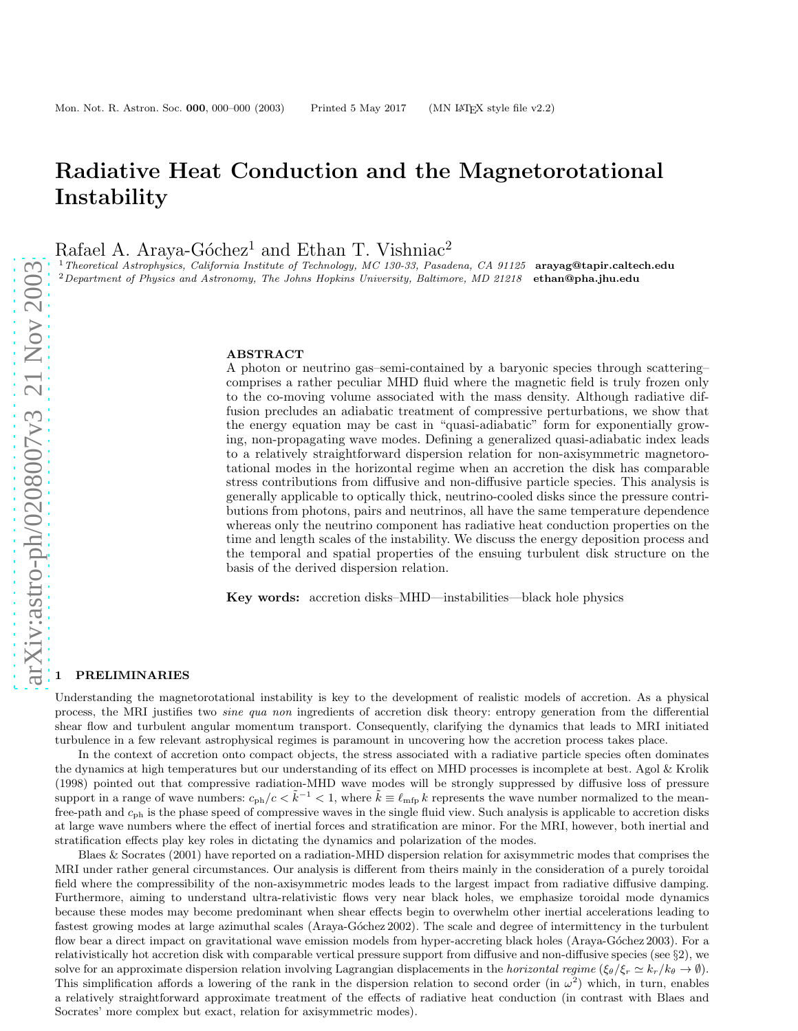# Radiative Heat Conduction and the Magnetorotational Instability

Rafael A. Araya-Góchez[1] and Ethan T. Vishniac[2]

[1] *Theoretical Astrophysics, California Institute of Technology, MC 130-33, Pasadena, CA 91125* **arayag@tapir.caltech.edu**
[2] *Department of Physics and Astronomy, The Johns Hopkins University, Baltimore, MD 21218* **ethan@pha.jhu.edu**

## ABSTRACT

A photon or neutrino gas–semi-contained by a baryonic species through scattering–comprises a rather peculiar MHD fluid where the magnetic field is truly frozen only to the co-moving volume associated with the mass density. Although radiative diffusion precludes an adiabatic treatment of compressive perturbations, we show that the energy equation may be cast in "quasi-adiabatic" form for exponentially growing, non-propagating wave modes. Defining a generalized quasi-adiabatic index leads to a relatively straightforward dispersion relation for non-axisymmetric magnetorotational modes in the horizontal regime when an accretion the disk has comparable stress contributions from diffusive and non-diffusive particle species. This analysis is generally applicable to optically thick, neutrino-cooled disks since the pressure contributions from photons, pairs and neutrinos, all have the same temperature dependence whereas only the neutrino component has radiative heat conduction properties on the time and length scales of the instability. We discuss the energy deposition process and the temporal and spatial properties of the ensuing turbulent disk structure on the basis of the derived dispersion relation.

**Key words:** accretion disks–MHD—instabilities—black hole physics

## 1 PRELIMINARIES

Understanding the magnetorotational instability is key to the development of realistic models of accretion. As a physical process, the MRI justifies two *sine qua non* ingredients of accretion disk theory: entropy generation from the differential shear flow and turbulent angular momentum transport. Consequently, clarifying the dynamics that leads to MRI initiated turbulence in a few relevant astrophysical regimes is paramount in uncovering how the accretion process takes place.

In the context of accretion onto compact objects, the stress associated with a radiative particle species often dominates the dynamics at high temperatures but our understanding of its effect on MHD processes is incomplete at best. Agol & Krolik (1998) pointed out that compressive radiation-MHD wave modes will be strongly suppressed by diffusive loss of pressure support in a range of wave numbers: $c_{\rm ph}/c < \tilde{k}^{-1} < 1$, where $\tilde{k} \equiv \ell_{\rm mfp}\, k$ represents the wave number normalized to the mean-free-path and $c_{\rm ph}$ is the phase speed of compressive waves in the single fluid view. Such analysis is applicable to accretion disks at large wave numbers where the effect of inertial forces and stratification are minor. For the MRI, however, both inertial and stratification effects play key roles in dictating the dynamics and polarization of the modes.

Blaes & Socrates (2001) have reported on a radiation-MHD dispersion relation for axisymmetric modes that comprises the MRI under rather general circumstances. Our analysis is different from theirs mainly in the consideration of a purely toroidal field where the compressibility of the non-axisymmetric modes leads to the largest impact from radiative diffusive damping. Furthermore, aiming to understand ultra-relativistic flows very near black holes, we emphasize toroidal mode dynamics because these modes may become predominant when shear effects begin to overwhelm other inertial accelerations leading to fastest growing modes at large azimuthal scales (Araya-Góchez 2002). The scale and degree of intermittency in the turbulent flow bear a direct impact on gravitational wave emission models from hyper-accreting black holes (Araya-Góchez 2003). For a relativistically hot accretion disk with comparable vertical pressure support from diffusive and non-diffusive species (see §2), we solve for an approximate dispersion relation involving Lagrangian displacements in the *horizontal regime* ($\xi_\theta/\xi_r \simeq k_r/k_\theta \to \emptyset$). This simplification affords a lowering of the rank in the dispersion relation to second order (in $\omega^2$) which, in turn, enables a relatively straightforward approximate treatment of the effects of radiative heat conduction (in contrast with Blaes and Socrates' more complex but exact, relation for axisymmetric modes).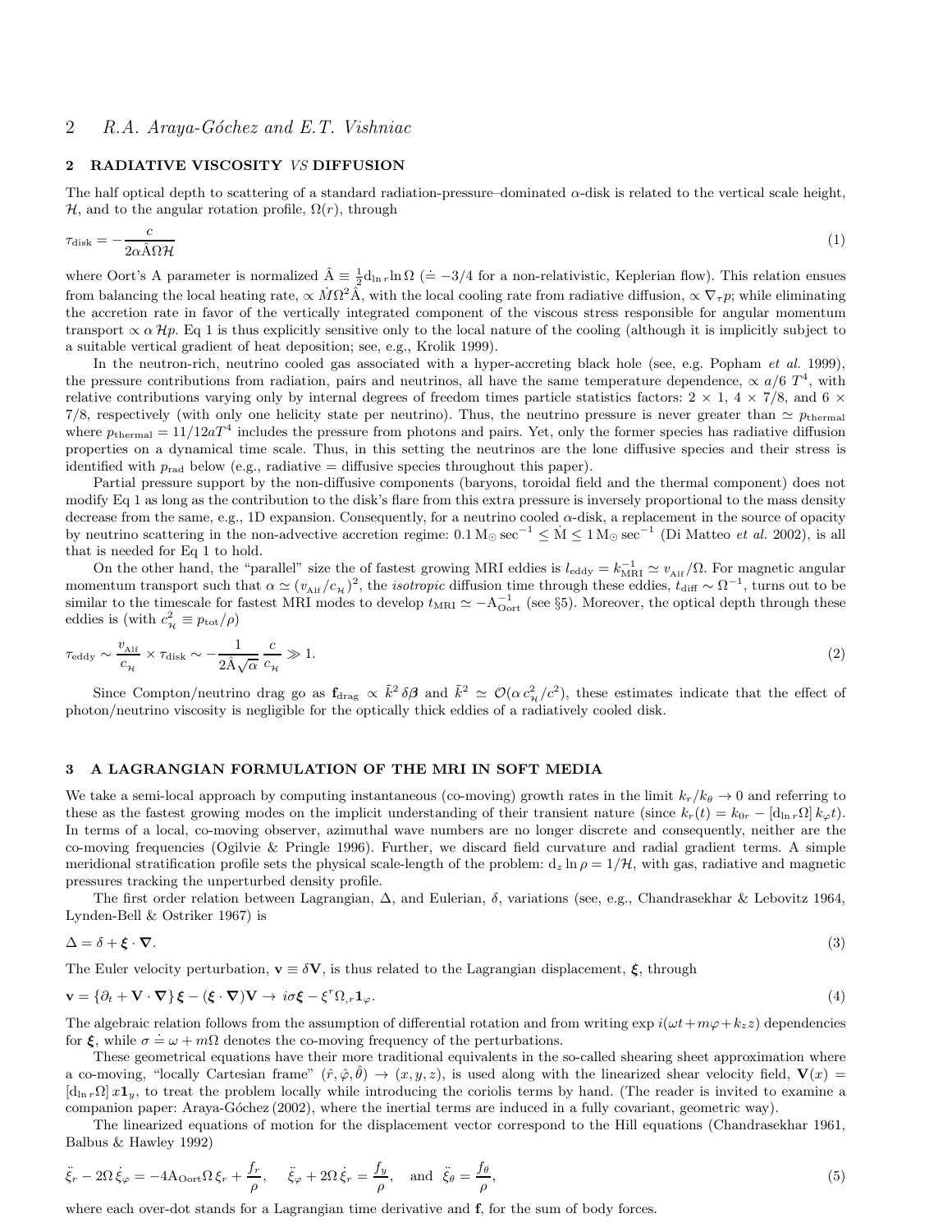## 2 RADIATIVE VISCOSITY *VS* DIFFUSION

The half optical depth to scattering of a standard radiation-pressure–dominated $\alpha$-disk is related to the vertical scale height, $\mathcal{H}$, and to the angular rotation profile, $\Omega(r)$, through

$$\tau_{\rm disk} = -\frac{c}{2\alpha\hat{\rm A}\Omega\mathcal{H}} \tag{1}$$

where Oort's A parameter is normalized $\hat{\rm A} \equiv \frac{1}{2}{\rm d}_{\ln r}\ln\Omega$ ($\doteq -3/4$ for a non-relativistic, Keplerian flow). This relation ensues from balancing the local heating rate, $\propto \dot{M}\Omega^2\hat{\rm A}$, with the local cooling rate from radiative diffusion, $\propto \nabla_\tau p$; while eliminating the accretion rate in favor of the vertically integrated component of the viscous stress responsible for angular momentum transport $\propto \alpha\,\mathcal{H}p$. Eq 1 is thus explicitly sensitive only to the local nature of the cooling (although it is implicitly subject to a suitable vertical gradient of heat deposition; see, e.g., Krolik 1999).

In the neutron-rich, neutrino cooled gas associated with a hyper-accreting black hole (see, e.g. Popham *et al.* 1999), the pressure contributions from radiation, pairs and neutrinos, all have the same temperature dependence, $\propto a/6\;T^4$, with relative contributions varying only by internal degrees of freedom times particle statistics factors: $2\times 1$, $4\times 7/8$, and $6\times 7/8$, respectively (with only one helicity state per neutrino). Thus, the neutrino pressure is never greater than $\simeq p_{\rm thermal}$ where $p_{\rm thermal} = 11/12aT^4$ includes the pressure from photons and pairs. Yet, only the former species has radiative diffusion properties on a dynamical time scale. Thus, in this setting the neutrinos are the lone diffusive species and their stress is identified with $p_{\rm rad}$ below (e.g., radiative = diffusive species throughout this paper).

Partial pressure support by the non-diffusive components (baryons, toroidal field and the thermal component) does not modify Eq 1 as long as the contribution to the disk's flare from this extra pressure is inversely proportional to the mass density decrease from the same, e.g., 1D expansion. Consequently, for a neutrino cooled $\alpha$-disk, a replacement in the source of opacity by neutrino scattering in the non-advective accretion regime: $0.1\,{\rm M}_\odot\,{\rm sec}^{-1} \le \dot{\rm M} \le 1\,{\rm M}_\odot\,{\rm sec}^{-1}$ (Di Matteo *et al.* 2002), is all that is needed for Eq 1 to hold.

On the other hand, the "parallel" size the of fastest growing MRI eddies is $l_{\rm eddy} = k_{\rm MRI}^{-1} \simeq v_{\rm Alf}/\Omega$. For magnetic angular momentum transport such that $\alpha \simeq (v_{\rm Alf}/c_{\mathcal{H}})^2$, the *isotropic* diffusion time through these eddies, $t_{\rm diff} \sim \Omega^{-1}$, turns out to be similar to the timescale for fastest MRI modes to develop $t_{\rm MRI} \simeq -{\rm A}_{\rm Oort}^{-1}$ (see §5). Moreover, the optical depth through these eddies is (with $c_{\mathcal{H}}^2 \equiv p_{\rm tot}/\rho$)

$$\tau_{\rm eddy} \sim \frac{v_{\rm Alf}}{c_{\mathcal{H}}} \times \tau_{\rm disk} \sim -\frac{1}{2\hat{\rm A}\sqrt{\alpha}}\,\frac{c}{c_{\mathcal{H}}} \gg 1. \tag{2}$$

Since Compton/neutrino drag go as $\mathbf{f}_{\rm drag} \propto \tilde{k}^2\,\delta\boldsymbol{\beta}$ and $\tilde{k}^2 \simeq \mathcal{O}(\alpha\,c_{\mathcal{H}}^2/c^2)$, these estimates indicate that the effect of photon/neutrino viscosity is negligible for the optically thick eddies of a radiatively cooled disk.

## 3 A LAGRANGIAN FORMULATION OF THE MRI IN SOFT MEDIA

We take a semi-local approach by computing instantaneous (co-moving) growth rates in the limit $k_r/k_\theta \to 0$ and referring to these as the fastest growing modes on the implicit understanding of their transient nature (since $k_r(t) = k_{0r} - [{\rm d}_{\ln r}\Omega]\,k_\varphi t$). In terms of a local, co-moving observer, azimuthal wave numbers are no longer discrete and consequently, neither are the co-moving frequencies (Ogilvie & Pringle 1996). Further, we discard field curvature and radial gradient terms. A simple meridional stratification profile sets the physical scale-length of the problem: ${\rm d}_z\ln\rho = 1/\mathcal{H}$, with gas, radiative and magnetic pressures tracking the unperturbed density profile.

The first order relation between Lagrangian, $\Delta$, and Eulerian, $\delta$, variations (see, e.g., Chandrasekhar & Lebovitz 1964, Lynden-Bell & Ostriker 1967) is

$$\Delta = \delta + \boldsymbol{\xi}\cdot\boldsymbol{\nabla}. \tag{3}$$

The Euler velocity perturbation, $\mathbf{v} \equiv \delta\mathbf{V}$, is thus related to the Lagrangian displacement, $\boldsymbol{\xi}$, through

$$\mathbf{v} = \{\partial_t + \mathbf{V}\cdot\boldsymbol{\nabla}\}\,\boldsymbol{\xi} - (\boldsymbol{\xi}\cdot\boldsymbol{\nabla})\mathbf{V} \to i\sigma\boldsymbol{\xi} - \xi^r\Omega_{,r}\mathbf{1}_\varphi. \tag{4}$$

The algebraic relation follows from the assumption of differential rotation and from writing $\exp i(\omega t + m\varphi + k_z z)$ dependencies for $\boldsymbol{\xi}$, while $\sigma \doteq \omega + m\Omega$ denotes the co-moving frequency of the perturbations.

These geometrical equations have their more traditional equivalents in the so-called shearing sheet approximation where a co-moving, "locally Cartesian frame" $(\hat{r},\hat{\varphi},\hat{\theta}) \to (x,y,z)$, is used along with the linearized shear velocity field, $\mathbf{V}(x) = [{\rm d}_{\ln r}\Omega]\,x\mathbf{1}_y$, to treat the problem locally while introducing the coriolis terms by hand. (The reader is invited to examine a companion paper: Araya-Góchez (2002), where the inertial terms are induced in a fully covariant, geometric way).

The linearized equations of motion for the displacement vector correspond to the Hill equations (Chandrasekhar 1961, Balbus & Hawley 1992)

$$\ddot{\xi}_r - 2\Omega\,\dot{\xi}_\varphi = -4{\rm A}_{\rm Oort}\Omega\,\xi_r + \frac{f_r}{\rho}, \quad \ddot{\xi}_\varphi + 2\Omega\,\dot{\xi}_r = \frac{f_y}{\rho}, \quad \text{and} \quad \ddot{\xi}_\theta = \frac{f_\theta}{\rho}, \tag{5}$$

where each over-dot stands for a Lagrangian time derivative and $\mathbf{f}$, for the sum of body forces.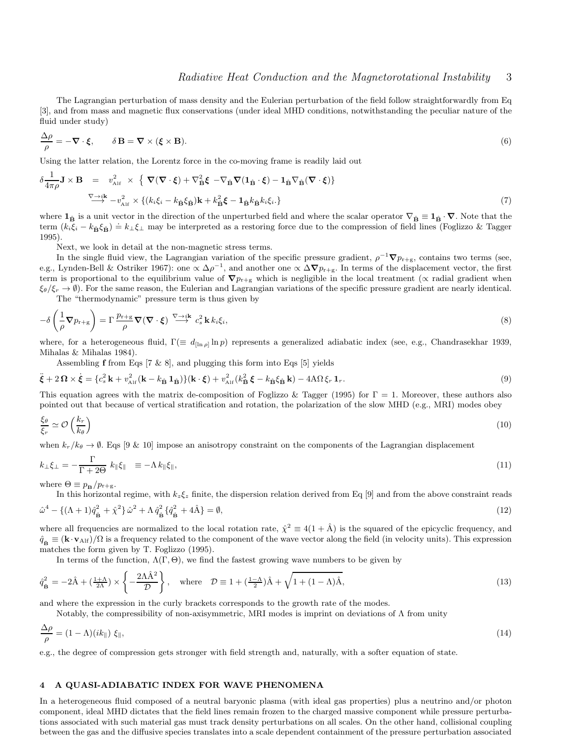The Lagrangian perturbation of mass density and the Eulerian perturbation of the field follow straightforwardly from Eq [3], and from mass and magnetic flux conservations (under ideal MHD conditions, notwithstanding the peculiar nature of the fluid under study)

$$\frac{\Delta\rho}{\rho} = -\boldsymbol{\nabla}\cdot\boldsymbol{\xi}, \qquad \delta\,\mathbf{B} = \boldsymbol{\nabla}\times(\boldsymbol{\xi}\times\mathbf{B}). \tag{6}$$

Using the latter relation, the Lorentz force in the co-moving frame is readily laid out

$$\begin{aligned}\delta\frac{1}{4\pi\rho}\mathbf{J}\times\mathbf{B} \;&=\; v^2_{\rm Alf}\;\times\;\left\{\,\boldsymbol{\nabla}(\boldsymbol{\nabla}\cdot\boldsymbol{\xi}) + \nabla^2_{\hat{\mathbf{B}}}\boldsymbol{\xi}\; - \nabla_{\hat{\mathbf{B}}}\boldsymbol{\nabla}(\mathbf{1}_{\hat{\mathbf{B}}}\cdot\boldsymbol{\xi}) - \mathbf{1}_{\hat{\mathbf{B}}}\nabla_{\hat{\mathbf{B}}}(\boldsymbol{\nabla}\cdot\boldsymbol{\xi})\right\} \\ &\overset{\nabla\to i\mathbf{k}}{\longrightarrow}\; -v^2_{\rm Alf}\times\{(k_i\xi_i - k_{\hat{\mathbf{B}}}\xi_{\hat{\mathbf{B}}})\mathbf{k} + k^2_{\hat{\mathbf{B}}}\boldsymbol{\xi} - \mathbf{1}_{\hat{\mathbf{B}}}k_{\hat{\mathbf{B}}}k_i\xi_i.\}\end{aligned} \tag{7}$$

where $\mathbf{1}_{\hat{\mathbf{B}}}$ is a unit vector in the direction of the unperturbed field and where the scalar operator $\nabla_{\hat{\mathbf{B}}} \equiv \mathbf{1}_{\hat{\mathbf{B}}}\cdot\boldsymbol{\nabla}$. Note that the term $(k_i\xi_i - k_{\hat{\mathbf{B}}}\xi_{\hat{\mathbf{B}}}) \doteq k_\perp\xi_\perp$ may be interpreted as a restoring force due to the compression of field lines (Foglizzo & Tagger 1995).

Next, we look in detail at the non-magnetic stress terms.

In the single fluid view, the Lagrangian variation of the specific pressure gradient, $\rho^{-1}\boldsymbol{\nabla}p_{\rm r+g}$, contains two terms (see, e.g., Lynden-Bell & Ostriker 1967): one $\propto \Delta\rho^{-1}$, and another one $\propto \Delta\boldsymbol{\nabla}p_{\rm r+g}$. In terms of the displacement vector, the first term is proportional to the equilibrium value of $\boldsymbol{\nabla}p_{\rm r+g}$ which is negligible in the local treatment ($\propto$ radial gradient when $\xi_\theta/\xi_r \to \emptyset$). For the same reason, the Eulerian and Lagrangian variations of the specific pressure gradient are nearly identical.

The "thermodynamic" pressure term is thus given by

$$-\delta\left(\frac{1}{\rho}\boldsymbol{\nabla}p_{\rm r+g}\right) = \Gamma\,\frac{p_{\rm r+g}}{\rho}\boldsymbol{\nabla}(\boldsymbol{\nabla}\cdot\boldsymbol{\xi}) \;\overset{\nabla\to i\mathbf{k}}{\longrightarrow}\; c_s^2\,\mathbf{k}\,k_i\xi_i, \tag{8}$$

where, for a heterogeneous fluid, $\Gamma(\equiv\, d_{[\ln\rho]}\ln p)$ represents a generalized adiabatic index (see, e.g., Chandrasekhar 1939, Mihalas & Mihalas 1984).

Assembling $\mathbf{f}$ from Eqs [7 & 8], and plugging this form into Eqs [5] yields

$$\ddot{\boldsymbol{\xi}} + 2\,\boldsymbol{\Omega}\times\dot{\boldsymbol{\xi}} = \{c_s^2\,\mathbf{k} + v^2_{\rm Alf}(\mathbf{k} - k_{\hat{\mathbf{B}}}\,\mathbf{1}_{\hat{\mathbf{B}}})\}(\mathbf{k}\cdot\boldsymbol{\xi}) + v^2_{\rm Alf}(k^2_{\hat{\mathbf{B}}}\,\boldsymbol{\xi} - k_{\hat{\mathbf{B}}}\xi_{\hat{\mathbf{B}}}\,\mathbf{k}) - 4{\rm A}\Omega\,\xi_r\,\mathbf{1}_r. \tag{9}$$

This equation agrees with the matrix de-composition of Foglizzo & Tagger (1995) for $\Gamma = 1$. Moreover, these authors also pointed out that because of vertical stratification and rotation, the polarization of the slow MHD (e.g., MRI) modes obey

$$\frac{\xi_\theta}{\xi_r} \simeq \mathcal{O}\left(\frac{k_r}{k_\theta}\right) \tag{10}$$

when $k_r/k_\theta \to \emptyset$. Eqs [9 & 10] impose an anisotropy constraint on the components of the Lagrangian displacement

$$k_\perp\xi_\perp = -\frac{\Gamma}{\Gamma + 2\Theta}\;k_\parallel\xi_\parallel \;\;\equiv -\Lambda\,k_\parallel\xi_\parallel, \tag{11}$$

where $\Theta \equiv p_{\mathbf{B}}/p_{\rm r+g}$.

In this horizontal regime, with $k_z\xi_z$ finite, the dispersion relation derived from Eq [9] and from the above constraint reads

$$\hat{\omega}^4 - \{(\Lambda+1)\hat{q}^2_{\hat{\mathbf{B}}} + \hat{\chi}^2\}\,\hat{\omega}^2 + \Lambda\,\hat{q}^2_{\hat{\mathbf{B}}}\{\hat{q}^2_{\hat{\mathbf{B}}} + 4\hat{\rm A}\} = \emptyset, \tag{12}$$

where all frequencies are normalized to the local rotation rate, $\hat{\chi}^2 \equiv 4(1+\hat{\rm A})$ is the squared of the epicyclic frequency, and $\hat{q}_{\hat{\mathbf{B}}} \equiv (\mathbf{k}\cdot\mathbf{v}_{\rm Alf})/\Omega$ is a frequency related to the component of the wave vector along the field (in velocity units). This expression matches the form given by T. Foglizzo (1995).

In terms of the function, $\Lambda(\Gamma,\Theta)$, we find the fastest growing wave numbers to be given by

$$\hat{q}^2_{\hat{\mathbf{B}}} = -2\hat{\rm A} + (\tfrac{1+\Lambda}{2\Lambda})\times\left\{-\frac{2\Lambda\hat{\rm A}^2}{\mathcal{D}}\right\}, \quad \text{where} \quad \mathcal{D} \equiv 1 + (\tfrac{1-\Lambda}{2})\hat{\rm A} + \sqrt{1 + (1-\Lambda)\hat{\rm A}}, \tag{13}$$

and where the expression in the curly brackets corresponds to the growth rate of the modes.

Notably, the compressibility of non-axisymmetric, MRI modes is imprint on deviations of $\Lambda$ from unity

$$\frac{\Delta\rho}{\rho} = (1-\Lambda)(ik_\parallel)\;\xi_\parallel, \tag{14}$$

e.g., the degree of compression gets stronger with field strength and, naturally, with a softer equation of state.

## 4 A QUASI-ADIABATIC INDEX FOR WAVE PHENOMENA

In a heterogeneous fluid composed of a neutral baryonic plasma (with ideal gas properties) plus a neutrino and/or photon component, ideal MHD dictates that the field lines remain frozen to the charged massive component while pressure perturbations associated with such material gas must track density perturbations on all scales. On the other hand, collisional coupling between the gas and the diffusive species translates into a scale dependent containment of the pressure perturbation associated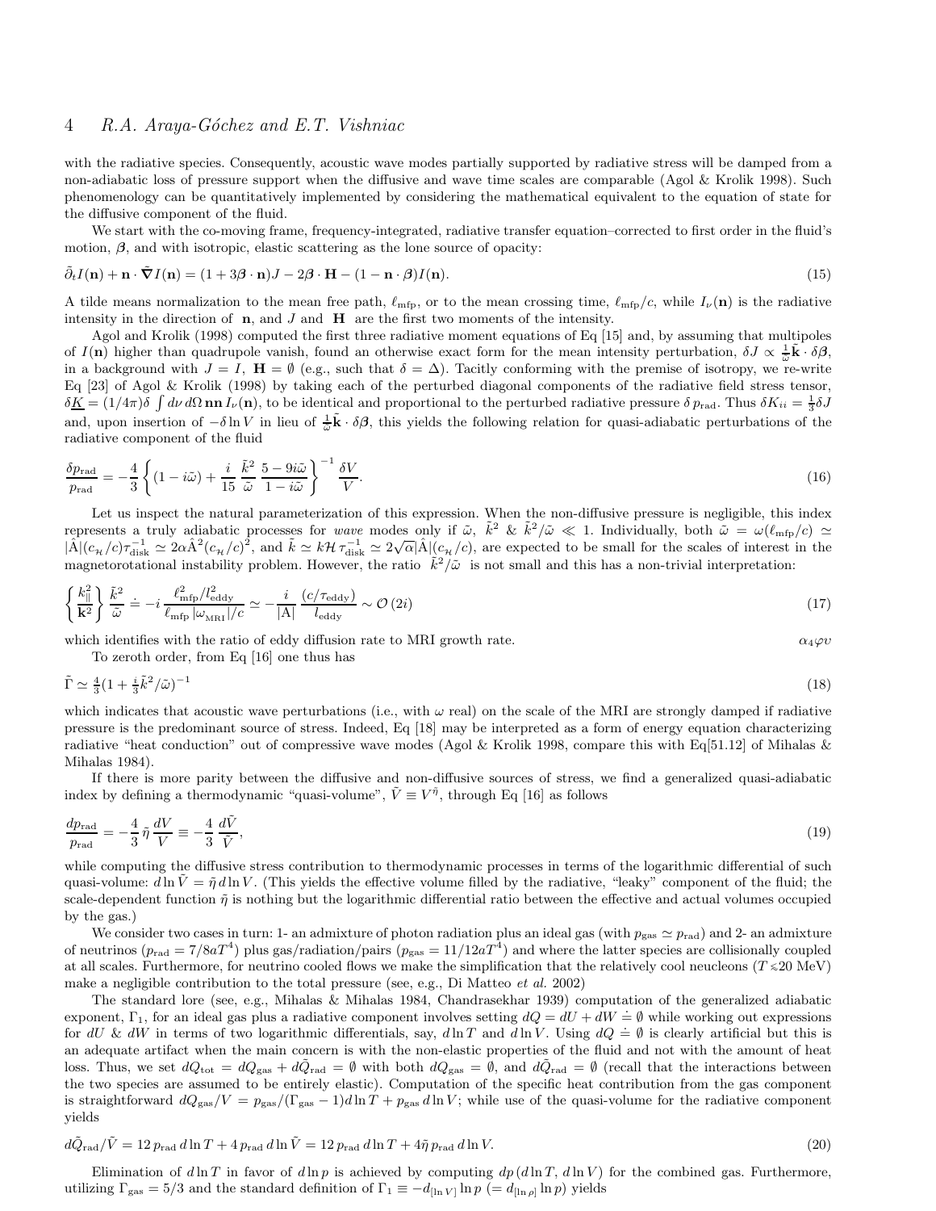with the radiative species. Consequently, acoustic wave modes partially supported by radiative stress will be damped from a non-adiabatic loss of pressure support when the diffusive and wave time scales are comparable (Agol & Krolik 1998). Such phenomenology can be quantitatively implemented by considering the mathematical equivalent to the equation of state for the diffusive component of the fluid.

We start with the co-moving frame, frequency-integrated, radiative transfer equation–corrected to first order in the fluid's motion, $\boldsymbol{\beta}$, and with isotropic, elastic scattering as the lone source of opacity:

$$\tilde{\partial}_t I(\mathbf{n}) + \mathbf{n}\cdot\tilde{\boldsymbol{\nabla}} I(\mathbf{n}) = (1 + 3\boldsymbol{\beta}\cdot\mathbf{n})J - 2\boldsymbol{\beta}\cdot\mathbf{H} - (1 - \mathbf{n}\cdot\boldsymbol{\beta})I(\mathbf{n}). \tag{15}$$

A tilde means normalization to the mean free path, $\ell_{\rm mfp}$, or to the mean crossing time, $\ell_{\rm mfp}/c$, while $I_\nu(\mathbf{n})$ is the radiative intensity in the direction of $\mathbf{n}$, and $J$ and $\mathbf{H}$ are the first two moments of the intensity.

Agol and Krolik (1998) computed the first three radiative moment equations of Eq [15] and, by assuming that multipoles of $I(\mathbf{n})$ higher than quadrupole vanish, found an otherwise exact form for the mean intensity perturbation, $\delta J \propto \frac{1}{\tilde{\omega}}\tilde{\mathbf{k}}\cdot\delta\boldsymbol{\beta}$, in a background with $J = I$, $\mathbf{H} = \emptyset$ (e.g., such that $\delta = \Delta$). Tacitly conforming with the premise of isotropy, we re-write Eq [23] of Agol & Krolik (1998) by taking each of the perturbed diagonal components of the radiative field stress tensor, $\delta\underline{K} = (1/4\pi)\delta\int d\nu\, d\Omega\, \mathbf{n}\mathbf{n}\, I_\nu(\mathbf{n})$, to be identical and proportional to the perturbed radiative pressure $\delta\, p_{\rm rad}$. Thus $\delta K_{ii} = \frac{1}{3}\delta J$ and, upon insertion of $-\delta\ln V$ in lieu of $\frac{1}{\tilde{\omega}}\tilde{\mathbf{k}}\cdot\delta\boldsymbol{\beta}$, this yields the following relation for quasi-adiabatic perturbations of the radiative component of the fluid

$$\frac{\delta p_{\rm rad}}{p_{\rm rad}} = -\frac{4}{3}\left\{(1 - i\tilde{\omega}) + \frac{i}{15}\,\frac{\tilde{k}^2}{\tilde{\omega}}\,\frac{5 - 9i\tilde{\omega}}{1 - i\tilde{\omega}}\right\}^{-1}\frac{\delta V}{V}. \tag{16}$$

Let us inspect the natural parameterization of this expression. When the non-diffusive pressure is negligible, this index represents a truly adiabatic processes for *wave* modes only if $\tilde{\omega}$, $\tilde{k}^2$ & $\tilde{k}^2/\tilde{\omega} \ll 1$. Individually, both $\tilde{\omega} = \omega(\ell_{\rm mfp}/c) \simeq |\hat{\rm A}|(c_{\mathcal{H}}/c)\tau_{\rm disk}^{-1} \simeq 2\alpha\hat{\rm A}^2(c_{\mathcal{H}}/c)^2$, and $\tilde{k} \simeq k\mathcal{H}\,\tau_{\rm disk}^{-1} \simeq 2\sqrt{\alpha}|\hat{\rm A}|(c_{\mathcal{H}}/c)$, are expected to be small for the scales of interest in the magnetorotational instability problem. However, the ratio $\tilde{k}^2/\tilde{\omega}$ is not small and this has a non-trivial interpretation:

$$\left\{\frac{k_\parallel^2}{\mathbf{k}^2}\right\}\frac{\tilde{k}^2}{\tilde{\omega}} \doteq -i\,\frac{\ell_{\rm mfp}^2/l_{\rm eddy}^2}{\ell_{\rm mfp}\,|\omega_{\rm MRI}|/c} \simeq -\frac{i}{|{\rm A}|}\,\frac{(c/\tau_{\rm eddy})}{l_{\rm eddy}} \sim \mathcal{O}\,(2i) \tag{17}$$

which identifies with the ratio of eddy diffusion rate to MRI growth rate. $\alpha_4\varphi\upsilon$

To zeroth order, from Eq [16] one thus has

$$\tilde{\Gamma} \simeq \tfrac{4}{3}(1 + \tfrac{i}{3}\tilde{k}^2/\tilde{\omega})^{-1} \tag{18}$$

which indicates that acoustic wave perturbations (i.e., with $\omega$ real) on the scale of the MRI are strongly damped if radiative pressure is the predominant source of stress. Indeed, Eq [18] may be interpreted as a form of energy equation characterizing radiative "heat conduction" out of compressive wave modes (Agol & Krolik 1998, compare this with Eq[51.12] of Mihalas & Mihalas 1984).

If there is more parity between the diffusive and non-diffusive sources of stress, we find a generalized quasi-adiabatic index by defining a thermodynamic "quasi-volume", $\tilde{V} \equiv V^{\tilde{\eta}}$, through Eq [16] as follows

$$\frac{dp_{\rm rad}}{p_{\rm rad}} = -\frac{4}{3}\,\tilde{\eta}\,\frac{dV}{V} \equiv -\frac{4}{3}\,\frac{d\tilde{V}}{\tilde{V}}, \tag{19}$$

while computing the diffusive stress contribution to thermodynamic processes in terms of the logarithmic differential of such quasi-volume: $d\ln\tilde{V} = \tilde{\eta}\, d\ln V$. (This yields the effective volume filled by the radiative, "leaky" component of the fluid; the scale-dependent function $\tilde{\eta}$ is nothing but the logarithmic differential ratio between the effective and actual volumes occupied by the gas.)

We consider two cases in turn: 1- an admixture of photon radiation plus an ideal gas (with $p_{\rm gas} \simeq p_{\rm rad}$) and 2- an admixture of neutrinos ($p_{\rm rad} = 7/8aT^4$) plus gas/radiation/pairs ($p_{\rm gas} = 11/12aT^4$) and where the latter species are collisionally coupled at all scales. Furthermore, for neutrino cooled flows we make the simplification that the relatively cool neucleons ($T \lesssim 20$ MeV) make a negligible contribution to the total pressure (see, e.g., Di Matteo *et al.* 2002)

The standard lore (see, e.g., Mihalas & Mihalas 1984, Chandrasekhar 1939) computation of the generalized adiabatic exponent, $\Gamma_1$, for an ideal gas plus a radiative component involves setting $dQ = dU + dW \doteq \emptyset$ while working out expressions for $dU$ & $dW$ in terms of two logarithmic differentials, say, $d\ln T$ and $d\ln V$. Using $dQ \doteq \emptyset$ is clearly artificial but this is an adequate artifact when the main concern is with the non-elastic properties of the fluid and not with the amount of heat loss. Thus, we set $dQ_{\rm tot} = dQ_{\rm gas} + d\tilde{Q}_{\rm rad} = \emptyset$ with both $dQ_{\rm gas} = \emptyset$, and $d\tilde{Q}_{\rm rad} = \emptyset$ (recall that the interactions between the two species are assumed to be entirely elastic). Computation of the specific heat contribution from the gas component is straightforward $dQ_{\rm gas}/V = p_{\rm gas}/(\Gamma_{\rm gas} - 1)d\ln T + p_{\rm gas}\, d\ln V$; while use of the quasi-volume for the radiative component yields

$$d\tilde{Q}_{\rm rad}/\tilde{V} = 12\, p_{\rm rad}\, d\ln T + 4\, p_{\rm rad}\, d\ln\tilde{V} = 12\, p_{\rm rad}\, d\ln T + 4\tilde{\eta}\, p_{\rm rad}\, d\ln V. \tag{20}$$

Elimination of $d\ln T$ in favor of $d\ln p$ is achieved by computing $dp\,(d\ln T, d\ln V)$ for the combined gas. Furthermore, utilizing $\Gamma_{\rm gas} = 5/3$ and the standard definition of $\Gamma_1 \equiv -d_{[\ln V]}\ln p\; (= d_{[\ln\rho]}\ln p)$ yields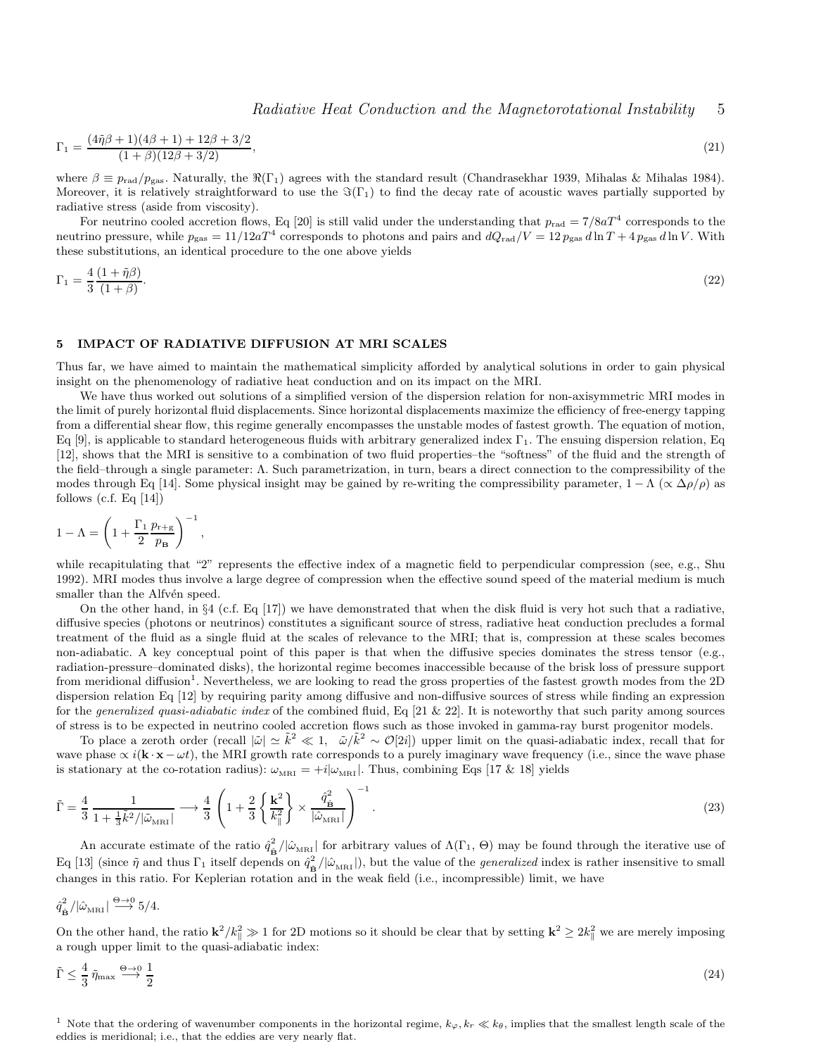$$\Gamma_1 = \frac{(4\tilde{\eta}\beta + 1)(4\beta + 1) + 12\beta + 3/2}{(1+\beta)(12\beta + 3/2)}, \tag{21}$$

where $\beta \equiv p_{\rm rad}/p_{\rm gas}$. Naturally, the $\Re(\Gamma_1)$ agrees with the standard result (Chandrasekhar 1939, Mihalas & Mihalas 1984). Moreover, it is relatively straightforward to use the $\Im(\Gamma_1)$ to find the decay rate of acoustic waves partially supported by radiative stress (aside from viscosity).

For neutrino cooled accretion flows, Eq [20] is still valid under the understanding that $p_{\rm rad} = 7/8aT^4$ corresponds to the neutrino pressure, while $p_{\rm gas} = 11/12aT^4$ corresponds to photons and pairs and $dQ_{\rm rad}/V = 12\, p_{\rm gas}\, d\ln T + 4\, p_{\rm gas}\, d\ln V$. With these substitutions, an identical procedure to the one above yields

$$\Gamma_1 = \frac{4}{3}\frac{(1+\tilde{\eta}\beta)}{(1+\beta)}. \tag{22}$$

## 5 IMPACT OF RADIATIVE DIFFUSION AT MRI SCALES

Thus far, we have aimed to maintain the mathematical simplicity afforded by analytical solutions in order to gain physical insight on the phenomenology of radiative heat conduction and on its impact on the MRI.

We have thus worked out solutions of a simplified version of the dispersion relation for non-axisymmetric MRI modes in the limit of purely horizontal fluid displacements. Since horizontal displacements maximize the efficiency of free-energy tapping from a differential shear flow, this regime generally encompasses the unstable modes of fastest growth. The equation of motion, Eq [9], is applicable to standard heterogeneous fluids with arbitrary generalized index $\Gamma_1$. The ensuing dispersion relation, Eq [12], shows that the MRI is sensitive to a combination of two fluid properties–the "softness" of the fluid and the strength of the field–through a single parameter: $\Lambda$. Such parametrization, in turn, bears a direct connection to the compressibility of the modes through Eq [14]. Some physical insight may be gained by re-writing the compressibility parameter, $1-\Lambda$ ($\propto \Delta\rho/\rho$) as follows (c.f. Eq [14])

$$1 - \Lambda = \left(1 + \frac{\Gamma_1}{2}\frac{p_{\rm r+g}}{p_{\mathbf{B}}}\right)^{-1},$$

while recapitulating that "2" represents the effective index of a magnetic field to perpendicular compression (see, e.g., Shu 1992). MRI modes thus involve a large degree of compression when the effective sound speed of the material medium is much smaller than the Alfvén speed.

On the other hand, in §4 (c.f. Eq [17]) we have demonstrated that when the disk fluid is very hot such that a radiative, diffusive species (photons or neutrinos) constitutes a significant source of stress, radiative heat conduction precludes a formal treatment of the fluid as a single fluid at the scales of relevance to the MRI; that is, compression at these scales becomes non-adiabatic. A key conceptual point of this paper is that when the diffusive species dominates the stress tensor (e.g., radiation-pressure–dominated disks), the horizontal regime becomes inaccessible because of the brisk loss of pressure support from meridional diffusion[1]. Nevertheless, we are looking to read the gross properties of the fastest growth modes from the 2D dispersion relation Eq [12] by requiring parity among diffusive and non-diffusive sources of stress while finding an expression for the *generalized quasi-adiabatic index* of the combined fluid, Eq [21 & 22]. It is noteworthy that such parity among sources of stress is to be expected in neutrino cooled accretion flows such as those invoked in gamma-ray burst progenitor models.

To place a zeroth order (recall $|\tilde{\omega}| \simeq \tilde{k}^2 \ll 1$, $\tilde{\omega}/\tilde{k}^2 \sim \mathcal{O}[2i]$) upper limit on the quasi-adiabatic index, recall that for wave phase $\propto i(\mathbf{k}\cdot\mathbf{x} - \omega t)$, the MRI growth rate corresponds to a purely imaginary wave frequency (i.e., since the wave phase is stationary at the co-rotation radius): $\omega_{\rm MRI} = +i|\omega_{\rm MRI}|$. Thus, combining Eqs [17 & 18] yields

$$\tilde{\Gamma} = \frac{4}{3}\frac{1}{1+\frac{1}{3}\tilde{k}^2/|\tilde{\omega}_{\rm MRI}|} \longrightarrow \frac{4}{3}\left(1 + \frac{2}{3}\left\{\frac{\mathbf{k}^2}{k_\parallel^2}\right\} \times \frac{\hat{q}^2_{\hat{\mathbf{B}}}}{|\hat{\omega}_{\rm MRI}|}\right)^{-1}. \tag{23}$$

An accurate estimate of the ratio $\hat{q}^2_{\hat{\mathbf{B}}}/|\hat{\omega}_{\rm MRI}|$ for arbitrary values of $\Lambda(\Gamma_1, \Theta)$ may be found through the iterative use of Eq [13] (since $\tilde{\eta}$ and thus $\Gamma_1$ itself depends on $\hat{q}^2_{\hat{\mathbf{B}}}/|\hat{\omega}_{\rm MRI}|$), but the value of the *generalized* index is rather insensitive to small changes in this ratio. For Keplerian rotation and in the weak field (i.e., incompressible) limit, we have

$$\hat{q}^2_{\hat{\mathbf{B}}}/|\hat{\omega}_{\rm MRI}| \overset{\Theta\to 0}{\longrightarrow} 5/4.$$

On the other hand, the ratio $\mathbf{k}^2/k_\parallel^2 \gg 1$ for 2D motions so it should be clear that by setting $\mathbf{k}^2 \geq 2k_\parallel^2$ we are merely imposing a rough upper limit to the quasi-adiabatic index:

$$\tilde{\Gamma} \leq \frac{4}{3}\,\tilde{\eta}_{\rm max} \overset{\Theta\to 0}{\longrightarrow} \frac{1}{2} \tag{24}$$

[1] Note that the ordering of wavenumber components in the horizontal regime, $k_\varphi, k_r \ll k_\theta$, implies that the smallest length scale of the eddies is meridional; i.e., that the eddies are very nearly flat.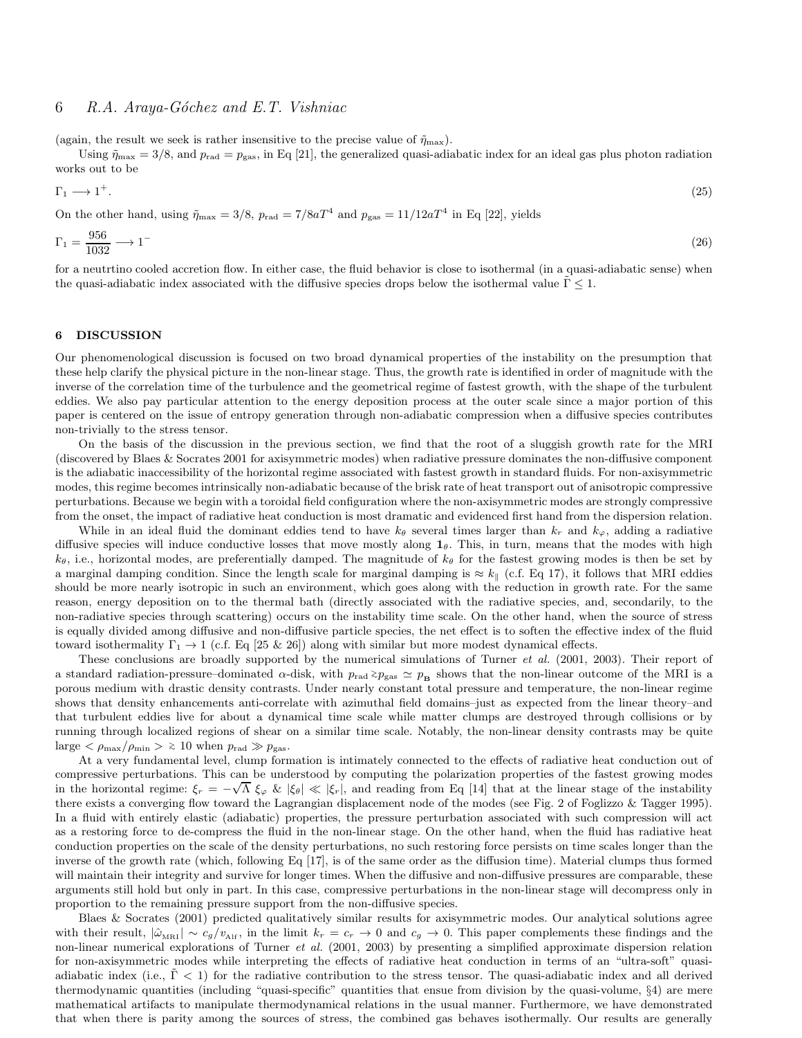(again, the result we seek is rather insensitive to the precise value of $\tilde{\eta}_{\max}$).

Using $\tilde{\eta}_{\max} = 3/8$, and $p_{\rm rad} = p_{\rm gas}$, in Eq [21], the generalized quasi-adiabatic index for an ideal gas plus photon radiation works out to be

$$\Gamma_1 \longrightarrow 1^+. \tag{25}$$

On the other hand, using $\tilde{\eta}_{\max} = 3/8$, $p_{\rm rad} = 7/8aT^4$ and $p_{\rm gas} = 11/12aT^4$ in Eq [22], yields

$$\Gamma_1 = \frac{956}{1032} \longrightarrow 1^- \tag{26}$$

for a neutrtino cooled accretion flow. In either case, the fluid behavior is close to isothermal (in a quasi-adiabatic sense) when the quasi-adiabatic index associated with the diffusive species drops below the isothermal value $\tilde{\Gamma} \leq 1$.

## 6 DISCUSSION

Our phenomenological discussion is focused on two broad dynamical properties of the instability on the presumption that these help clarify the physical picture in the non-linear stage. Thus, the growth rate is identified in order of magnitude with the inverse of the correlation time of the turbulence and the geometrical regime of fastest growth, with the shape of the turbulent eddies. We also pay particular attention to the energy deposition process at the outer scale since a major portion of this paper is centered on the issue of entropy generation through non-adiabatic compression when a diffusive species contributes non-trivially to the stress tensor.

On the basis of the discussion in the previous section, we find that the root of a sluggish growth rate for the MRI (discovered by Blaes & Socrates 2001 for axisymmetric modes) when radiative pressure dominates the non-diffusive component is the adiabatic inaccessibility of the horizontal regime associated with fastest growth in standard fluids. For non-axisymmetric modes, this regime becomes intrinsically non-adiabatic because of the brisk rate of heat transport out of anisotropic compressive perturbations. Because we begin with a toroidal field configuration where the non-axisymmetric modes are strongly compressive from the onset, the impact of radiative heat conduction is most dramatic and evidenced first hand from the dispersion relation.

While in an ideal fluid the dominant eddies tend to have $k_\theta$ several times larger than $k_r$ and $k_\varphi$, adding a radiative diffusive species will induce conductive losses that move mostly along $\mathbf{1}_\theta$. This, in turn, means that the modes with high $k_\theta$, i.e., horizontal modes, are preferentially damped. The magnitude of $k_\theta$ for the fastest growing modes is then be set by a marginal damping condition. Since the length scale for marginal damping is $\approx k_\parallel$ (c.f. Eq 17), it follows that MRI eddies should be more nearly isotropic in such an environment, which goes along with the reduction in growth rate. For the same reason, energy deposition on to the thermal bath (directly associated with the radiative species, and, secondarily, to the non-radiative species through scattering) occurs on the instability time scale. On the other hand, when the source of stress is equally divided among diffusive and non-diffusive particle species, the net effect is to soften the effective index of the fluid toward isothermality $\Gamma_1 \rightarrow 1$ (c.f. Eq [25 & 26]) along with similar but more modest dynamical effects.

These conclusions are broadly supported by the numerical simulations of Turner *et al.* (2001, 2003). Their report of a standard radiation-pressure–dominated $\alpha$-disk, with $p_{\rm rad} \gtrsim p_{\rm gas} \simeq p_{\mathbf{B}}$ shows that the non-linear outcome of the MRI is a porous medium with drastic density contrasts. Under nearly constant total pressure and temperature, the non-linear regime shows that density enhancements anti-correlate with azimuthal field domains–just as expected from the linear theory–and that turbulent eddies live for about a dynamical time scale while matter clumps are destroyed through collisions or by running through localized regions of shear on a similar time scale. Notably, the non-linear density contrasts may be quite large $< \rho_{\max}/\rho_{\min} > \gtrsim 10$ when $p_{\rm rad} \gg p_{\rm gas}$.

At a very fundamental level, clump formation is intimately connected to the effects of radiative heat conduction out of compressive perturbations. This can be understood by computing the polarization properties of the fastest growing modes in the horizontal regime: $\xi_r = -\sqrt{\Lambda}\ \xi_\varphi$ & $|\xi_\theta| \ll |\xi_r|$, and reading from Eq [14] that at the linear stage of the instability there exists a converging flow toward the Lagrangian displacement node of the modes (see Fig. 2 of Foglizzo & Tagger 1995). In a fluid with entirely elastic (adiabatic) properties, the pressure perturbation associated with such compression will act as a restoring force to de-compress the fluid in the non-linear stage. On the other hand, when the fluid has radiative heat conduction properties on the scale of the density perturbations, no such restoring force persists on time scales longer than the inverse of the growth rate (which, following Eq [17], is of the same order as the diffusion time). Material clumps thus formed will maintain their integrity and survive for longer times. When the diffusive and non-diffusive pressures are comparable, these arguments still hold but only in part. In this case, compressive perturbations in the non-linear stage will decompress only in proportion to the remaining pressure support from the non-diffusive species.

Blaes & Socrates (2001) predicted qualitatively similar results for axisymmetric modes. Our analytical solutions agree with their result, $|\hat{\omega}_{\rm MRI}| \sim c_g/v_{\rm Alf}$, in the limit $k_r = c_r \rightarrow 0$ and $c_g \rightarrow 0$. This paper complements these findings and the non-linear numerical explorations of Turner *et al.* (2001, 2003) by presenting a simplified approximate dispersion relation for non-axisymmetric modes while interpreting the effects of radiative heat conduction in terms of an "ultra-soft" quasi-adiabatic index (i.e., $\tilde{\Gamma} < 1$) for the radiative contribution to the stress tensor. The quasi-adiabatic index and all derived thermodynamic quantities (including "quasi-specific" quantities that ensue from division by the quasi-volume, §4) are mere mathematical artifacts to manipulate thermodynamical relations in the usual manner. Furthermore, we have demonstrated that when there is parity among the sources of stress, the combined gas behaves isothermally. Our results are generally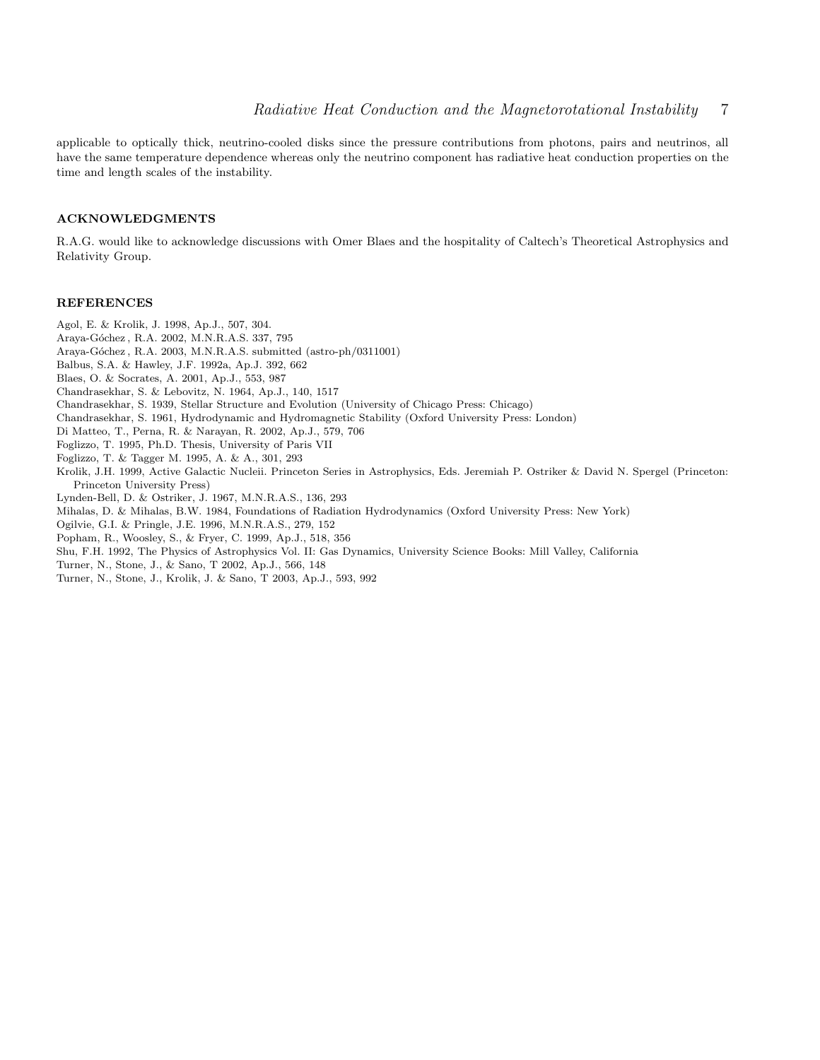applicable to optically thick, neutrino-cooled disks since the pressure contributions from photons, pairs and neutrinos, all have the same temperature dependence whereas only the neutrino component has radiative heat conduction properties on the time and length scales of the instability.

## ACKNOWLEDGMENTS

R.A.G. would like to acknowledge discussions with Omer Blaes and the hospitality of Caltech's Theoretical Astrophysics and Relativity Group.

## REFERENCES

Agol, E. & Krolik, J. 1998, Ap.J., 507, 304.

Araya-Góchez , R.A. 2002, M.N.R.A.S. 337, 795

Araya-Góchez , R.A. 2003, M.N.R.A.S. submitted (astro-ph/0311001)

Balbus, S.A. & Hawley, J.F. 1992a, Ap.J. 392, 662

Blaes, O. & Socrates, A. 2001, Ap.J., 553, 987

Chandrasekhar, S. & Lebovitz, N. 1964, Ap.J., 140, 1517

Chandrasekhar, S. 1939, Stellar Structure and Evolution (University of Chicago Press: Chicago)

Chandrasekhar, S. 1961, Hydrodynamic and Hydromagnetic Stability (Oxford University Press: London)

Di Matteo, T., Perna, R. & Narayan, R. 2002, Ap.J., 579, 706

Foglizzo, T. 1995, Ph.D. Thesis, University of Paris VII

Foglizzo, T. & Tagger M. 1995, A. & A., 301, 293

Krolik, J.H. 1999, Active Galactic Nucleii. Princeton Series in Astrophysics, Eds. Jeremiah P. Ostriker & David N. Spergel (Princeton: Princeton University Press)

Lynden-Bell, D. & Ostriker, J. 1967, M.N.R.A.S., 136, 293

Mihalas, D. & Mihalas, B.W. 1984, Foundations of Radiation Hydrodynamics (Oxford University Press: New York)

Ogilvie, G.I. & Pringle, J.E. 1996, M.N.R.A.S., 279, 152

Popham, R., Woosley, S., & Fryer, C. 1999, Ap.J., 518, 356

Shu, F.H. 1992, The Physics of Astrophysics Vol. II: Gas Dynamics, University Science Books: Mill Valley, California

Turner, N., Stone, J., & Sano, T 2002, Ap.J., 566, 148

Turner, N., Stone, J., Krolik, J. & Sano, T 2003, Ap.J., 593, 992